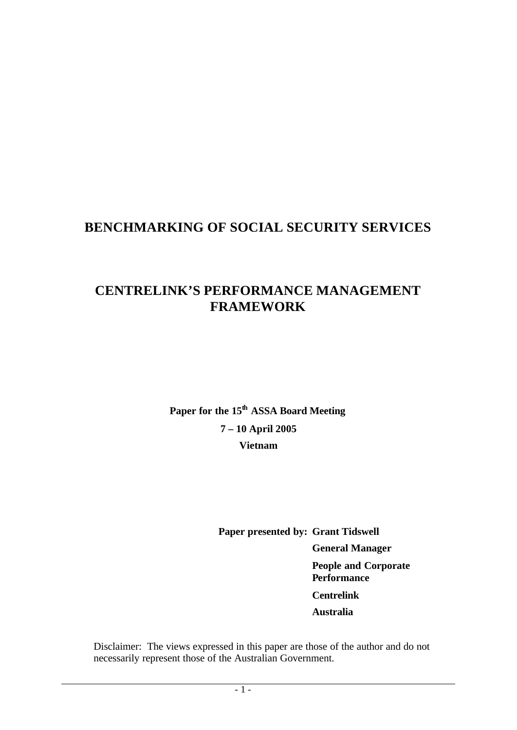# BENCHMARKING OF SOCIAL SECURITY SERVICES

# CENTRELINK'S PERFORMANCE MANAGEMENT FRAMEWORK

**Paper for the 15th ASSA Board Meeting**

**7 – 10 April 2005**

**Vietnam**

**Paper presented by: Grant Tidswell**

**General Manager**

**People and Corporate Performance**

**Centrelink**

**Australia**

Disclaimer: The views expressed in this paper are those of the author and do not necessarily represent those of the Australian Government.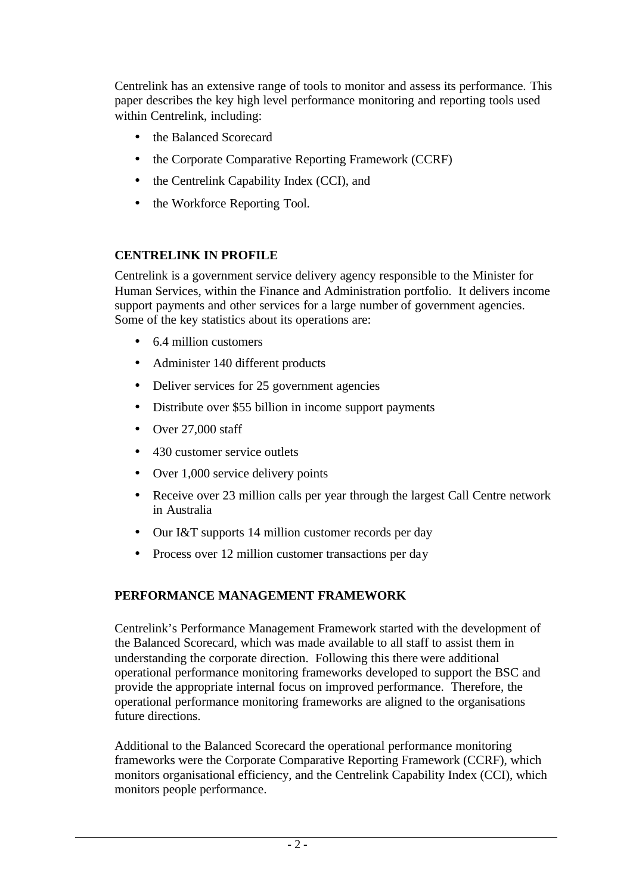Centrelink has an extensive range of tools to monitor and assess its performance. This paper describes the key high level performance monitoring and reporting tools used within Centrelink, including:

- the Balanced Scorecard
- the Corporate Comparative Reporting Framework (CCRF)
- the Centrelink Capability Index (CCI), and
- the Workforce Reporting Tool.

## CENTRELINK IN PROFILE

Centrelink is a government service delivery agency responsible to the Minister for Human Services, within the Finance and Administration portfolio. It delivers income support payments and other services for a large number of government agencies. Some of the key statistics about its operations are:

- 6.4 million customers
- Administer 140 different products
- Deliver services for 25 government agencies
- Distribute over $55 billion in income support payments
- Over 27,000 staff
- 430 customer service outlets
- Over 1,000 service delivery points
- Receive over 23 million calls per year through the largest Call Centre network in Australia
- Our I&T supports 14 million customer records per day
- Process over 12 million customer transactions per day

## PERFORMANCE MANAGEMENT FRAMEWORK

Centrelink's Performance Management Framework started with the development of the Balanced Scorecard, which was made available to all staff to assist them in understanding the corporate direction. Following this there were additional operational performance monitoring frameworks developed to support the BSC and provide the appropriate internal focus on improved performance. Therefore, the operational performance monitoring frameworks are aligned to the organisations future directions.

Additional to the Balanced Scorecard the operational performance monitoring frameworks were the Corporate Comparative Reporting Framework (CCRF), which monitors organisational efficiency, and the Centrelink Capability Index (CCI), which monitors people performance.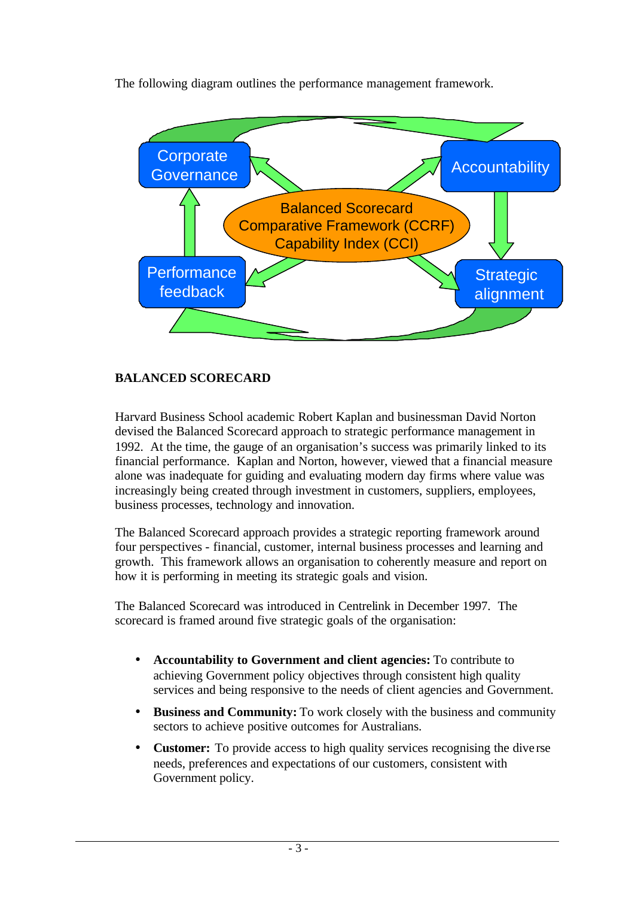The following diagram outlines the performance management framework.

Corporate Governance

Accountability

Balanced Scorecard
Comparative Framework (CCRF)
Capability Index (CCI)

Performance feedback

Strategic alignment

## BALANCED SCORECARD

Harvard Business School academic Robert Kaplan and businessman David Norton devised the Balanced Scorecard approach to strategic performance management in 1992. At the time, the gauge of an organisation's success was primarily linked to its financial performance. Kaplan and Norton, however, viewed that a financial measure alone was inadequate for guiding and evaluating modern day firms where value was increasingly being created through investment in customers, suppliers, employees, business processes, technology and innovation.

The Balanced Scorecard approach provides a strategic reporting framework around four perspectives - financial, customer, internal business processes and learning and growth. This framework allows an organisation to coherently measure and report on how it is performing in meeting its strategic goals and vision.

The Balanced Scorecard was introduced in Centrelink in December 1997. The scorecard is framed around five strategic goals of the organisation:

- **Accountability to Government and client agencies:** To contribute to achieving Government policy objectives through consistent high quality services and being responsive to the needs of client agencies and Government.
- **Business and Community:** To work closely with the business and community sectors to achieve positive outcomes for Australians.
- **Customer:** To provide access to high quality services recognising the diverse needs, preferences and expectations of our customers, consistent with Government policy.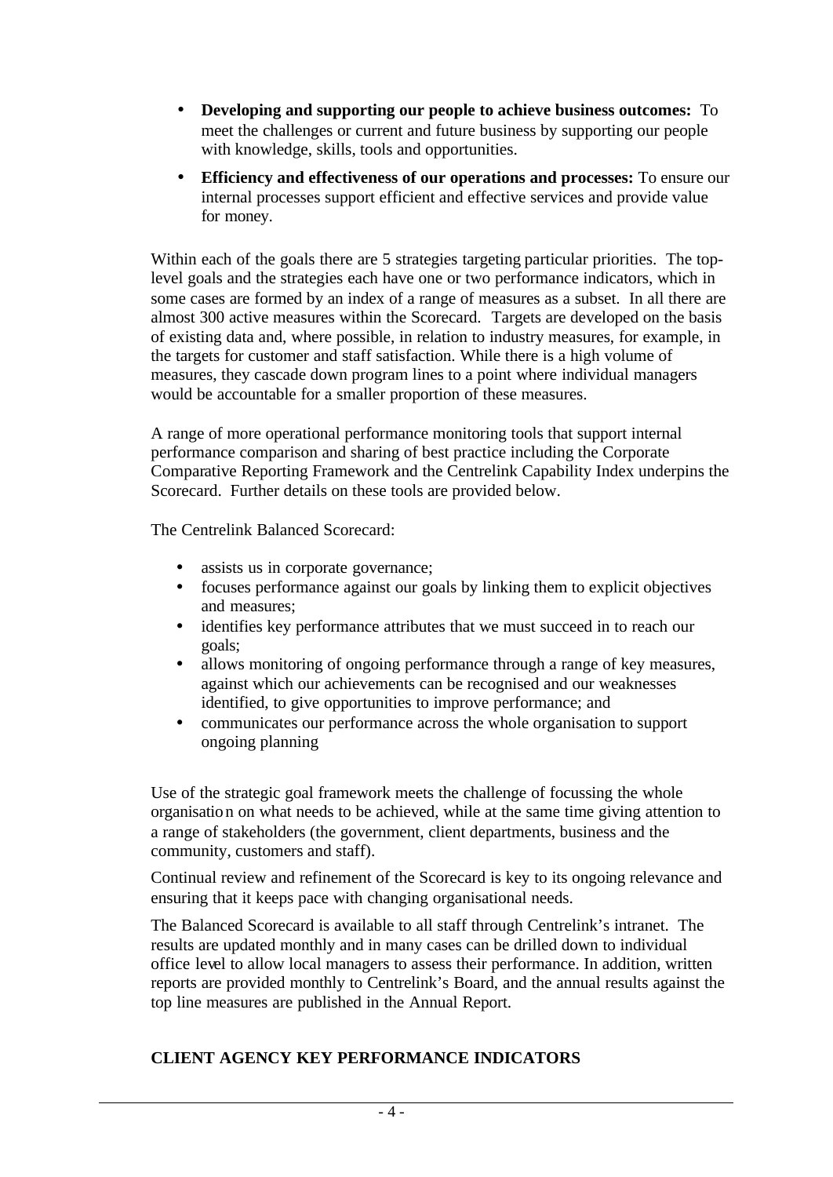- **Developing and supporting our people to achieve business outcomes:** To meet the challenges or current and future business by supporting our people with knowledge, skills, tools and opportunities.
- **Efficiency and effectiveness of our operations and processes:** To ensure our internal processes support efficient and effective services and provide value for money.

Within each of the goals there are 5 strategies targeting particular priorities. The top-level goals and the strategies each have one or two performance indicators, which in some cases are formed by an index of a range of measures as a subset. In all there are almost 300 active measures within the Scorecard. Targets are developed on the basis of existing data and, where possible, in relation to industry measures, for example, in the targets for customer and staff satisfaction. While there is a high volume of measures, they cascade down program lines to a point where individual managers would be accountable for a smaller proportion of these measures.

A range of more operational performance monitoring tools that support internal performance comparison and sharing of best practice including the Corporate Comparative Reporting Framework and the Centrelink Capability Index underpins the Scorecard. Further details on these tools are provided below.

The Centrelink Balanced Scorecard:

- assists us in corporate governance;
- focuses performance against our goals by linking them to explicit objectives and measures;
- identifies key performance attributes that we must succeed in to reach our goals;
- allows monitoring of ongoing performance through a range of key measures, against which our achievements can be recognised and our weaknesses identified, to give opportunities to improve performance; and
- communicates our performance across the whole organisation to support ongoing planning

Use of the strategic goal framework meets the challenge of focussing the whole organisation on what needs to be achieved, while at the same time giving attention to a range of stakeholders (the government, client departments, business and the community, customers and staff).

Continual review and refinement of the Scorecard is key to its ongoing relevance and ensuring that it keeps pace with changing organisational needs.

The Balanced Scorecard is available to all staff through Centrelink's intranet. The results are updated monthly and in many cases can be drilled down to individual office level to allow local managers to assess their performance. In addition, written reports are provided monthly to Centrelink's Board, and the annual results against the top line measures are published in the Annual Report.

## CLIENT AGENCY KEY PERFORMANCE INDICATORS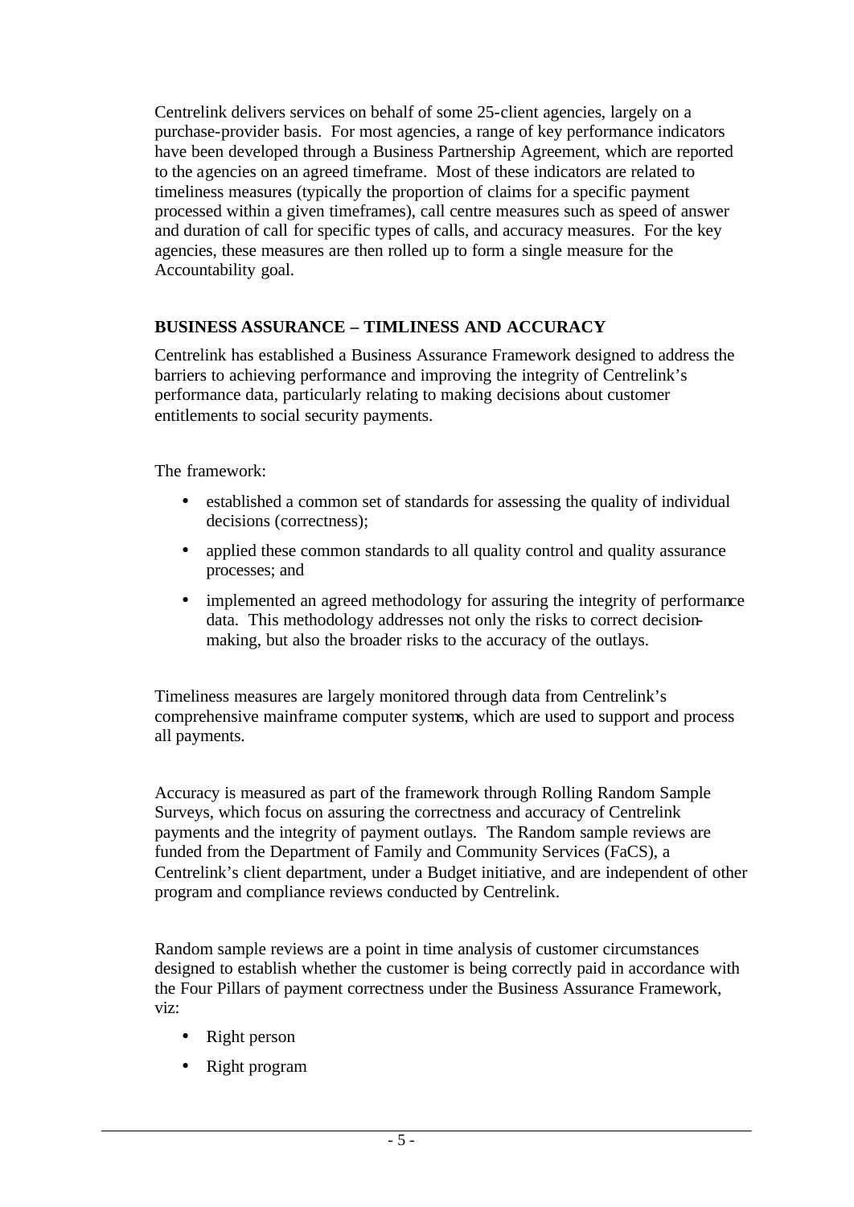Centrelink delivers services on behalf of some 25-client agencies, largely on a purchase-provider basis. For most agencies, a range of key performance indicators have been developed through a Business Partnership Agreement, which are reported to the agencies on an agreed timeframe. Most of these indicators are related to timeliness measures (typically the proportion of claims for a specific payment processed within a given timeframes), call centre measures such as speed of answer and duration of call for specific types of calls, and accuracy measures. For the key agencies, these measures are then rolled up to form a single measure for the Accountability goal.

## BUSINESS ASSURANCE – TIMLINESS AND ACCURACY

Centrelink has established a Business Assurance Framework designed to address the barriers to achieving performance and improving the integrity of Centrelink's performance data, particularly relating to making decisions about customer entitlements to social security payments.

The framework:

- established a common set of standards for assessing the quality of individual decisions (correctness);
- applied these common standards to all quality control and quality assurance processes; and
- implemented an agreed methodology for assuring the integrity of performance data. This methodology addresses not only the risks to correct decision-making, but also the broader risks to the accuracy of the outlays.

Timeliness measures are largely monitored through data from Centrelink's comprehensive mainframe computer systems, which are used to support and process all payments.

Accuracy is measured as part of the framework through Rolling Random Sample Surveys, which focus on assuring the correctness and accuracy of Centrelink payments and the integrity of payment outlays. The Random sample reviews are funded from the Department of Family and Community Services (FaCS), a Centrelink's client department, under a Budget initiative, and are independent of other program and compliance reviews conducted by Centrelink.

Random sample reviews are a point in time analysis of customer circumstances designed to establish whether the customer is being correctly paid in accordance with the Four Pillars of payment correctness under the Business Assurance Framework, viz:

- Right person
- Right program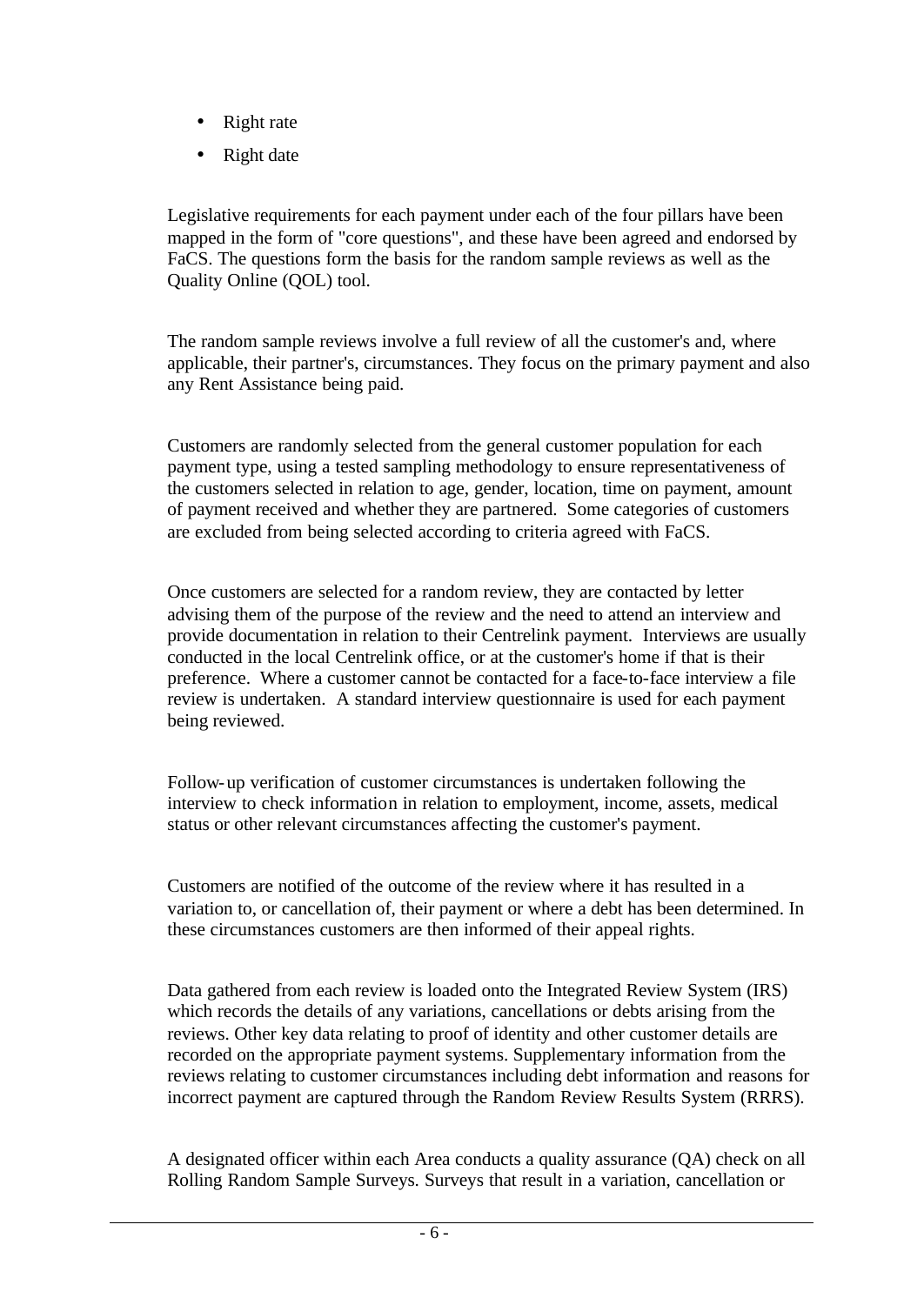- Right rate
- Right date

Legislative requirements for each payment under each of the four pillars have been mapped in the form of "core questions", and these have been agreed and endorsed by FaCS. The questions form the basis for the random sample reviews as well as the Quality Online (QOL) tool.

The random sample reviews involve a full review of all the customer's and, where applicable, their partner's, circumstances. They focus on the primary payment and also any Rent Assistance being paid.

Customers are randomly selected from the general customer population for each payment type, using a tested sampling methodology to ensure representativeness of the customers selected in relation to age, gender, location, time on payment, amount of payment received and whether they are partnered. Some categories of customers are excluded from being selected according to criteria agreed with FaCS.

Once customers are selected for a random review, they are contacted by letter advising them of the purpose of the review and the need to attend an interview and provide documentation in relation to their Centrelink payment. Interviews are usually conducted in the local Centrelink office, or at the customer's home if that is their preference. Where a customer cannot be contacted for a face-to-face interview a file review is undertaken. A standard interview questionnaire is used for each payment being reviewed.

Follow-up verification of customer circumstances is undertaken following the interview to check information in relation to employment, income, assets, medical status or other relevant circumstances affecting the customer's payment.

Customers are notified of the outcome of the review where it has resulted in a variation to, or cancellation of, their payment or where a debt has been determined. In these circumstances customers are then informed of their appeal rights.

Data gathered from each review is loaded onto the Integrated Review System (IRS) which records the details of any variations, cancellations or debts arising from the reviews. Other key data relating to proof of identity and other customer details are recorded on the appropriate payment systems. Supplementary information from the reviews relating to customer circumstances including debt information and reasons for incorrect payment are captured through the Random Review Results System (RRRS).

A designated officer within each Area conducts a quality assurance (QA) check on all Rolling Random Sample Surveys. Surveys that result in a variation, cancellation or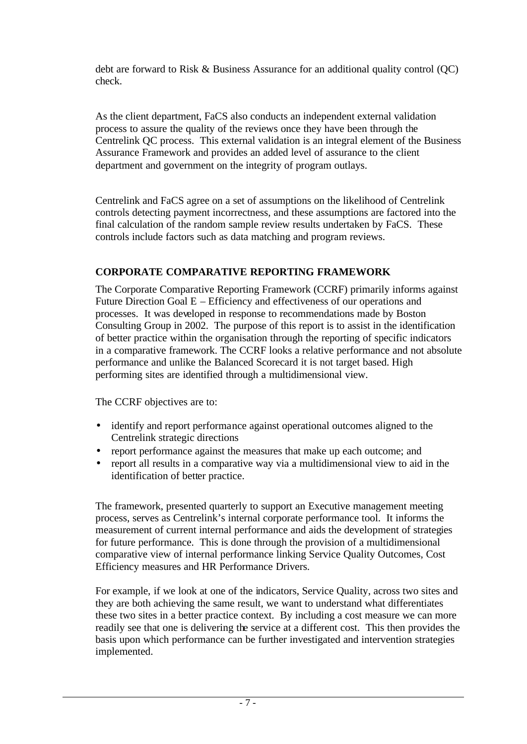debt are forward to Risk & Business Assurance for an additional quality control (QC) check.

As the client department, FaCS also conducts an independent external validation process to assure the quality of the reviews once they have been through the Centrelink QC process. This external validation is an integral element of the Business Assurance Framework and provides an added level of assurance to the client department and government on the integrity of program outlays.

Centrelink and FaCS agree on a set of assumptions on the likelihood of Centrelink controls detecting payment incorrectness, and these assumptions are factored into the final calculation of the random sample review results undertaken by FaCS. These controls include factors such as data matching and program reviews.

## CORPORATE COMPARATIVE REPORTING FRAMEWORK

The Corporate Comparative Reporting Framework (CCRF) primarily informs against Future Direction Goal E – Efficiency and effectiveness of our operations and processes. It was developed in response to recommendations made by Boston Consulting Group in 2002. The purpose of this report is to assist in the identification of better practice within the organisation through the reporting of specific indicators in a comparative framework. The CCRF looks a relative performance and not absolute performance and unlike the Balanced Scorecard it is not target based. High performing sites are identified through a multidimensional view.

The CCRF objectives are to:

- identify and report performance against operational outcomes aligned to the Centrelink strategic directions
- report performance against the measures that make up each outcome; and
- report all results in a comparative way via a multidimensional view to aid in the identification of better practice.

The framework, presented quarterly to support an Executive management meeting process, serves as Centrelink's internal corporate performance tool. It informs the measurement of current internal performance and aids the development of strategies for future performance. This is done through the provision of a multidimensional comparative view of internal performance linking Service Quality Outcomes, Cost Efficiency measures and HR Performance Drivers.

For example, if we look at one of the indicators, Service Quality, across two sites and they are both achieving the same result, we want to understand what differentiates these two sites in a better practice context. By including a cost measure we can more readily see that one is delivering the service at a different cost. This then provides the basis upon which performance can be further investigated and intervention strategies implemented.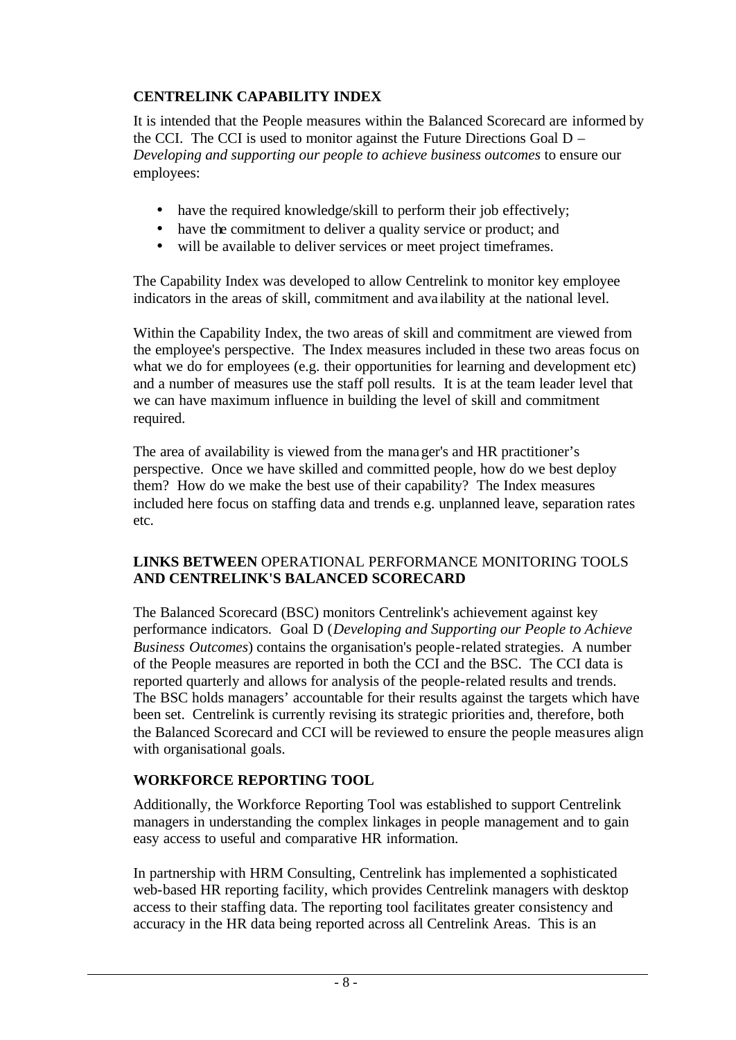## CENTRELINK CAPABILITY INDEX

It is intended that the People measures within the Balanced Scorecard are informed by the CCI. The CCI is used to monitor against the Future Directions Goal D – *Developing and supporting our people to achieve business outcomes* to ensure our employees:

- have the required knowledge/skill to perform their job effectively;
- have the commitment to deliver a quality service or product; and
- will be available to deliver services or meet project timeframes.

The Capability Index was developed to allow Centrelink to monitor key employee indicators in the areas of skill, commitment and availability at the national level.

Within the Capability Index, the two areas of skill and commitment are viewed from the employee's perspective. The Index measures included in these two areas focus on what we do for employees (e.g. their opportunities for learning and development etc) and a number of measures use the staff poll results. It is at the team leader level that we can have maximum influence in building the level of skill and commitment required.

The area of availability is viewed from the manager's and HR practitioner's perspective. Once we have skilled and committed people, how do we best deploy them? How do we make the best use of their capability? The Index measures included here focus on staffing data and trends e.g. unplanned leave, separation rates etc.

## LINKS BETWEEN OPERATIONAL PERFORMANCE MONITORING TOOLS AND CENTRELINK'S BALANCED SCORECARD

The Balanced Scorecard (BSC) monitors Centrelink's achievement against key performance indicators. Goal D (*Developing and Supporting our People to Achieve Business Outcomes*) contains the organisation's people-related strategies. A number of the People measures are reported in both the CCI and the BSC. The CCI data is reported quarterly and allows for analysis of the people-related results and trends. The BSC holds managers' accountable for their results against the targets which have been set. Centrelink is currently revising its strategic priorities and, therefore, both the Balanced Scorecard and CCI will be reviewed to ensure the people measures align with organisational goals.

## WORKFORCE REPORTING TOOL

Additionally, the Workforce Reporting Tool was established to support Centrelink managers in understanding the complex linkages in people management and to gain easy access to useful and comparative HR information.

In partnership with HRM Consulting, Centrelink has implemented a sophisticated web-based HR reporting facility, which provides Centrelink managers with desktop access to their staffing data. The reporting tool facilitates greater consistency and accuracy in the HR data being reported across all Centrelink Areas. This is an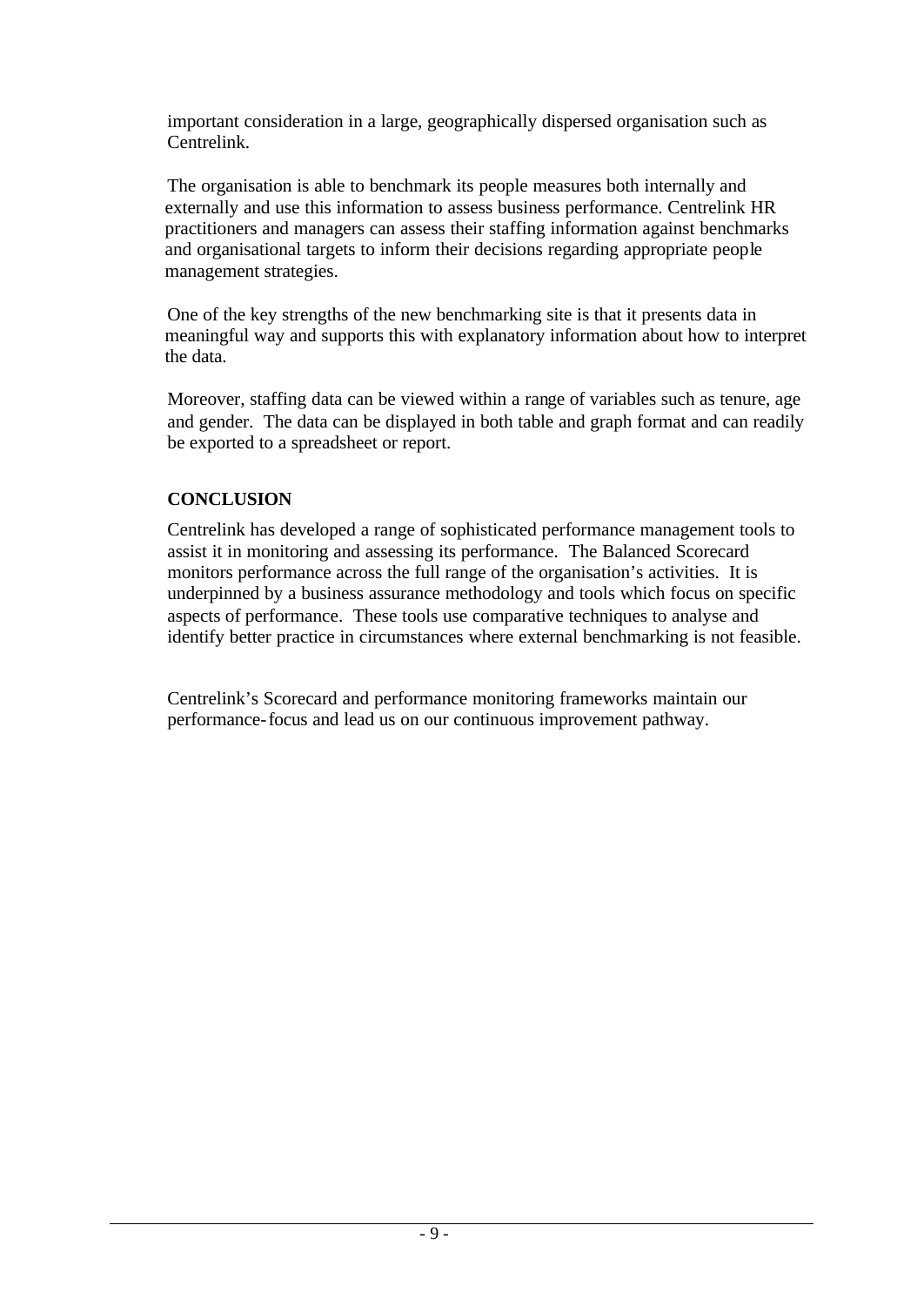important consideration in a large, geographically dispersed organisation such as Centrelink.

The organisation is able to benchmark its people measures both internally and externally and use this information to assess business performance. Centrelink HR practitioners and managers can assess their staffing information against benchmarks and organisational targets to inform their decisions regarding appropriate people management strategies.

One of the key strengths of the new benchmarking site is that it presents data in meaningful way and supports this with explanatory information about how to interpret the data.

Moreover, staffing data can be viewed within a range of variables such as tenure, age and gender. The data can be displayed in both table and graph format and can readily be exported to a spreadsheet or report.

## CONCLUSION

Centrelink has developed a range of sophisticated performance management tools to assist it in monitoring and assessing its performance. The Balanced Scorecard monitors performance across the full range of the organisation's activities. It is underpinned by a business assurance methodology and tools which focus on specific aspects of performance. These tools use comparative techniques to analyse and identify better practice in circumstances where external benchmarking is not feasible.

Centrelink's Scorecard and performance monitoring frameworks maintain our performance-focus and lead us on our continuous improvement pathway.